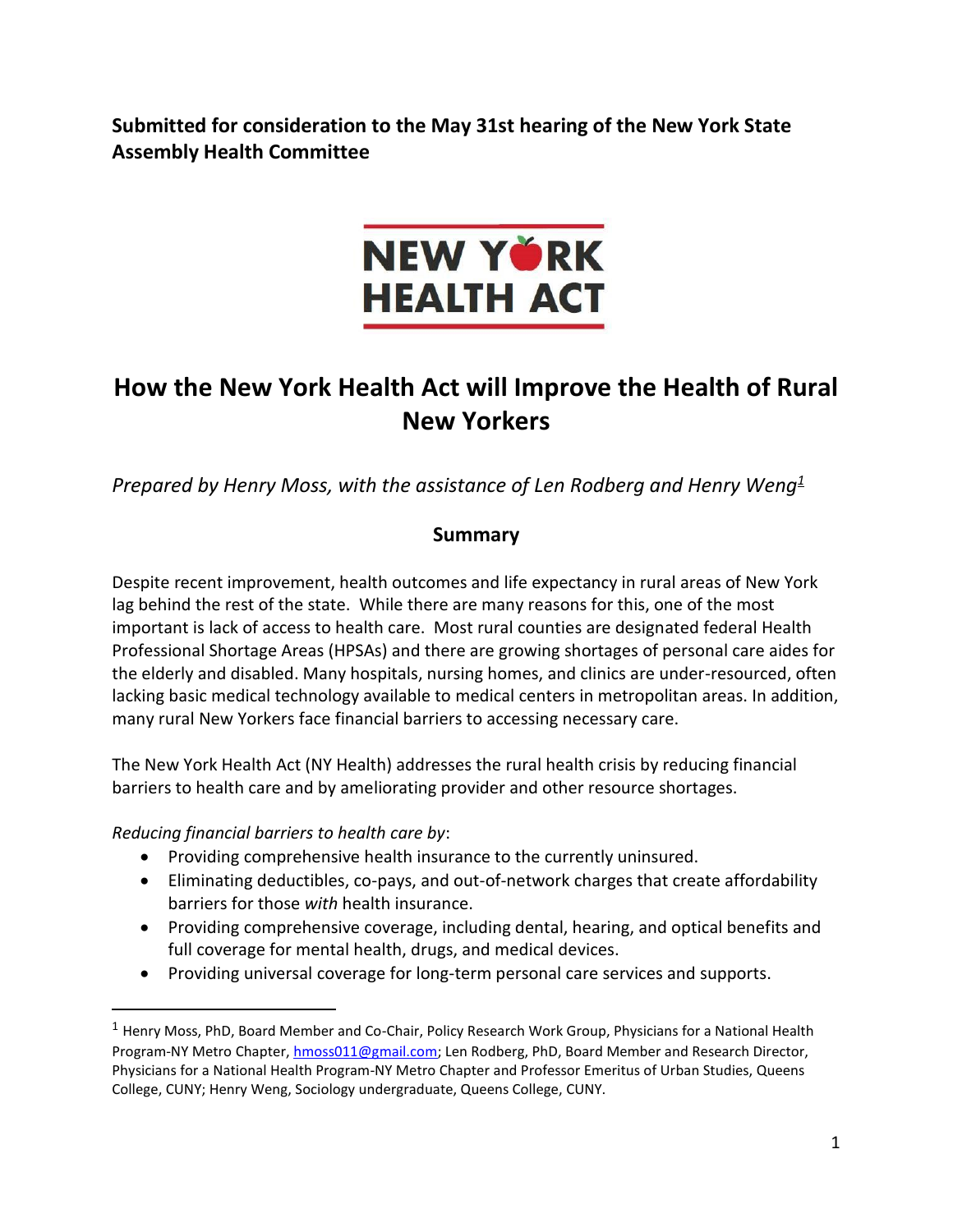**Submitted for consideration to the May 31st hearing of the New York State Assembly Health Committee**

NEW YORK HEALTH ACT

# How the New York Health Act will Improve the Health of Rural New Yorkers

*Prepared by Henry Moss, with the assistance of Len Rodberg and Henry Weng*[1]

## Summary

Despite recent improvement, health outcomes and life expectancy in rural areas of New York lag behind the rest of the state. While there are many reasons for this, one of the most important is lack of access to health care. Most rural counties are designated federal Health Professional Shortage Areas (HPSAs) and there are growing shortages of personal care aides for the elderly and disabled. Many hospitals, nursing homes, and clinics are under-resourced, often lacking basic medical technology available to medical centers in metropolitan areas. In addition, many rural New Yorkers face financial barriers to accessing necessary care.

The New York Health Act (NY Health) addresses the rural health crisis by reducing financial barriers to health care and by ameliorating provider and other resource shortages.

*Reducing financial barriers to health care by*:

- Providing comprehensive health insurance to the currently uninsured.
- Eliminating deductibles, co-pays, and out-of-network charges that create affordability barriers for those *with* health insurance.
- Providing comprehensive coverage, including dental, hearing, and optical benefits and full coverage for mental health, drugs, and medical devices.
- Providing universal coverage for long-term personal care services and supports.

---

[1] Henry Moss, PhD, Board Member and Co-Chair, Policy Research Work Group, Physicians for a National Health Program-NY Metro Chapter, hmoss011@gmail.com; Len Rodberg, PhD, Board Member and Research Director, Physicians for a National Health Program-NY Metro Chapter and Professor Emeritus of Urban Studies, Queens College, CUNY; Henry Weng, Sociology undergraduate, Queens College, CUNY.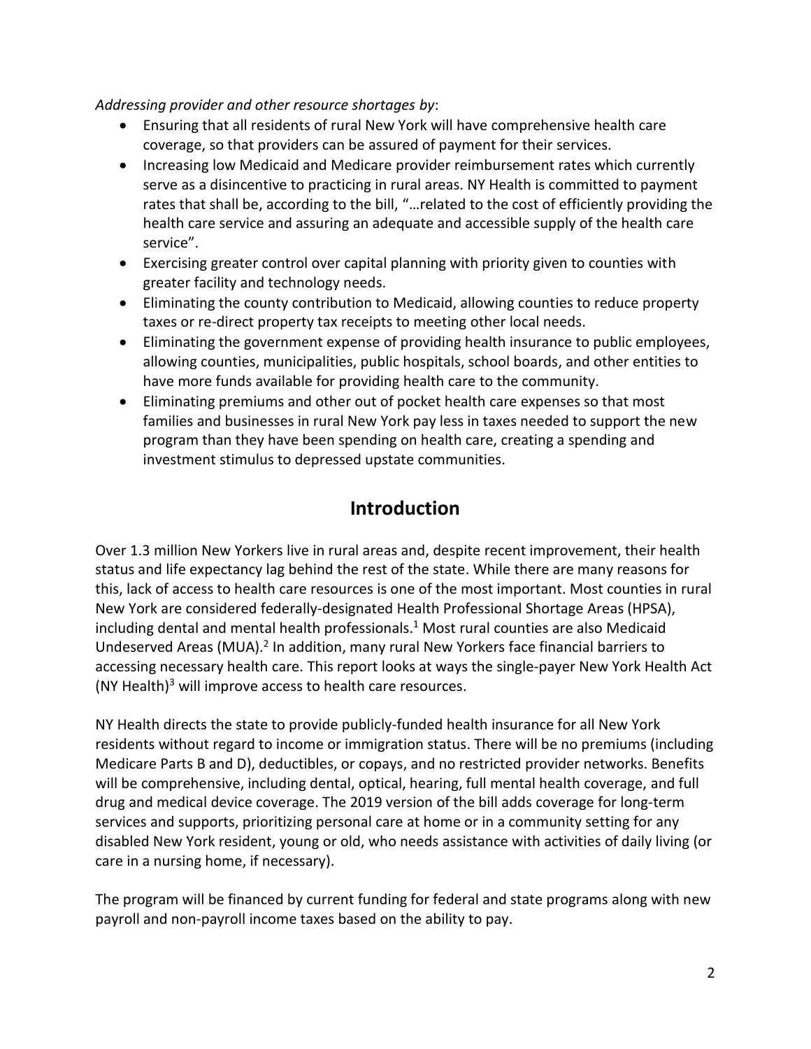*Addressing provider and other resource shortages by*:

- Ensuring that all residents of rural New York will have comprehensive health care coverage, so that providers can be assured of payment for their services.
- Increasing low Medicaid and Medicare provider reimbursement rates which currently serve as a disincentive to practicing in rural areas. NY Health is committed to payment rates that shall be, according to the bill, "…related to the cost of efficiently providing the health care service and assuring an adequate and accessible supply of the health care service".
- Exercising greater control over capital planning with priority given to counties with greater facility and technology needs.
- Eliminating the county contribution to Medicaid, allowing counties to reduce property taxes or re-direct property tax receipts to meeting other local needs.
- Eliminating the government expense of providing health insurance to public employees, allowing counties, municipalities, public hospitals, school boards, and other entities to have more funds available for providing health care to the community.
- Eliminating premiums and other out of pocket health care expenses so that most families and businesses in rural New York pay less in taxes needed to support the new program than they have been spending on health care, creating a spending and investment stimulus to depressed upstate communities.

## Introduction

Over 1.3 million New Yorkers live in rural areas and, despite recent improvement, their health status and life expectancy lag behind the rest of the state. While there are many reasons for this, lack of access to health care resources is one of the most important. Most counties in rural New York are considered federally-designated Health Professional Shortage Areas (HPSA), including dental and mental health professionals.[1] Most rural counties are also Medicaid Undeserved Areas (MUA).[2] In addition, many rural New Yorkers face financial barriers to accessing necessary health care. This report looks at ways the single-payer New York Health Act (NY Health)[3] will improve access to health care resources.

NY Health directs the state to provide publicly-funded health insurance for all New York residents without regard to income or immigration status. There will be no premiums (including Medicare Parts B and D), deductibles, or copays, and no restricted provider networks. Benefits will be comprehensive, including dental, optical, hearing, full mental health coverage, and full drug and medical device coverage. The 2019 version of the bill adds coverage for long-term services and supports, prioritizing personal care at home or in a community setting for any disabled New York resident, young or old, who needs assistance with activities of daily living (or care in a nursing home, if necessary).

The program will be financed by current funding for federal and state programs along with new payroll and non-payroll income taxes based on the ability to pay.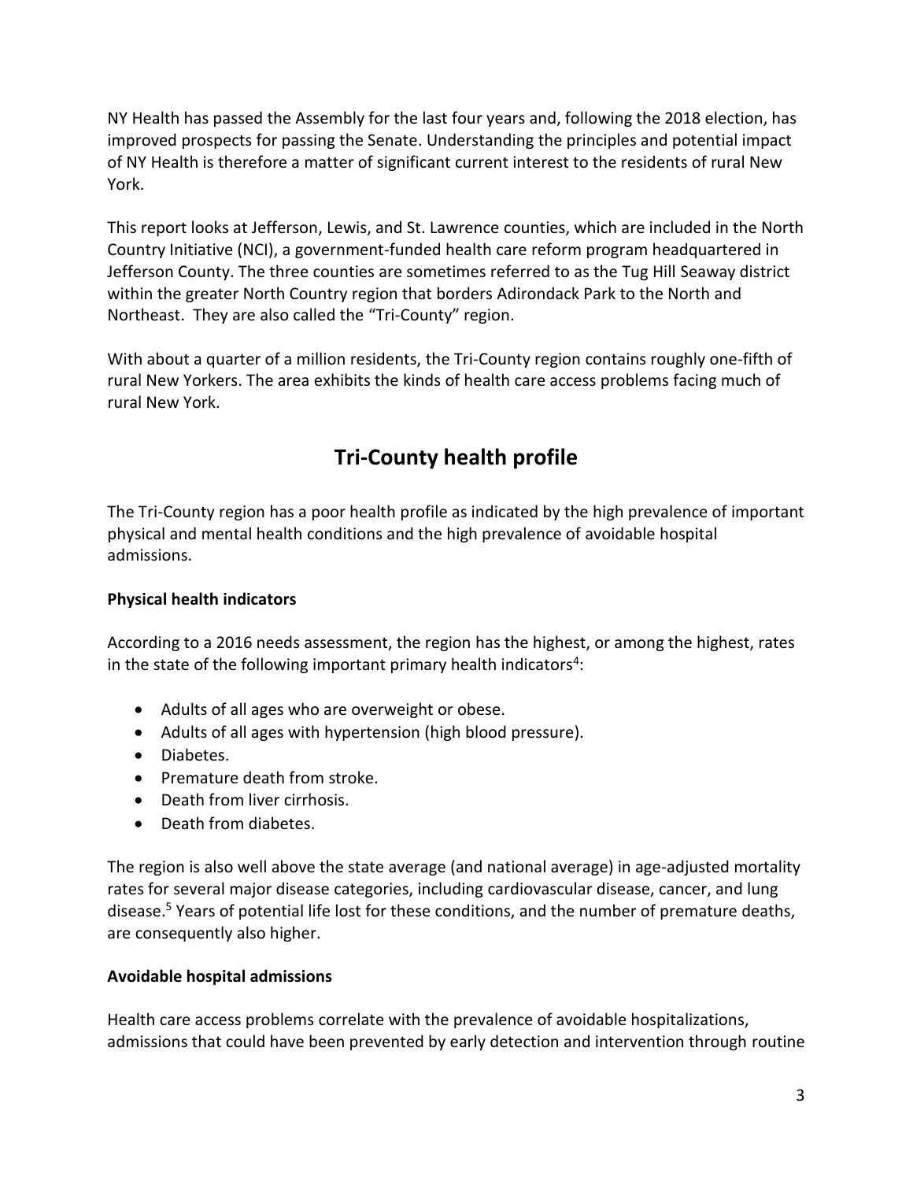NY Health has passed the Assembly for the last four years and, following the 2018 election, has improved prospects for passing the Senate. Understanding the principles and potential impact of NY Health is therefore a matter of significant current interest to the residents of rural New York.

This report looks at Jefferson, Lewis, and St. Lawrence counties, which are included in the North Country Initiative (NCI), a government-funded health care reform program headquartered in Jefferson County. The three counties are sometimes referred to as the Tug Hill Seaway district within the greater North Country region that borders Adirondack Park to the North and Northeast. They are also called the "Tri-County" region.

With about a quarter of a million residents, the Tri-County region contains roughly one-fifth of rural New Yorkers. The area exhibits the kinds of health care access problems facing much of rural New York.

## Tri-County health profile

The Tri-County region has a poor health profile as indicated by the high prevalence of important physical and mental health conditions and the high prevalence of avoidable hospital admissions.

**Physical health indicators**

According to a 2016 needs assessment, the region has the highest, or among the highest, rates in the state of the following important primary health indicators[4]:

- Adults of all ages who are overweight or obese.
- Adults of all ages with hypertension (high blood pressure).
- Diabetes.
- Premature death from stroke.
- Death from liver cirrhosis.
- Death from diabetes.

The region is also well above the state average (and national average) in age-adjusted mortality rates for several major disease categories, including cardiovascular disease, cancer, and lung disease.[5] Years of potential life lost for these conditions, and the number of premature deaths, are consequently also higher.

**Avoidable hospital admissions**

Health care access problems correlate with the prevalence of avoidable hospitalizations, admissions that could have been prevented by early detection and intervention through routine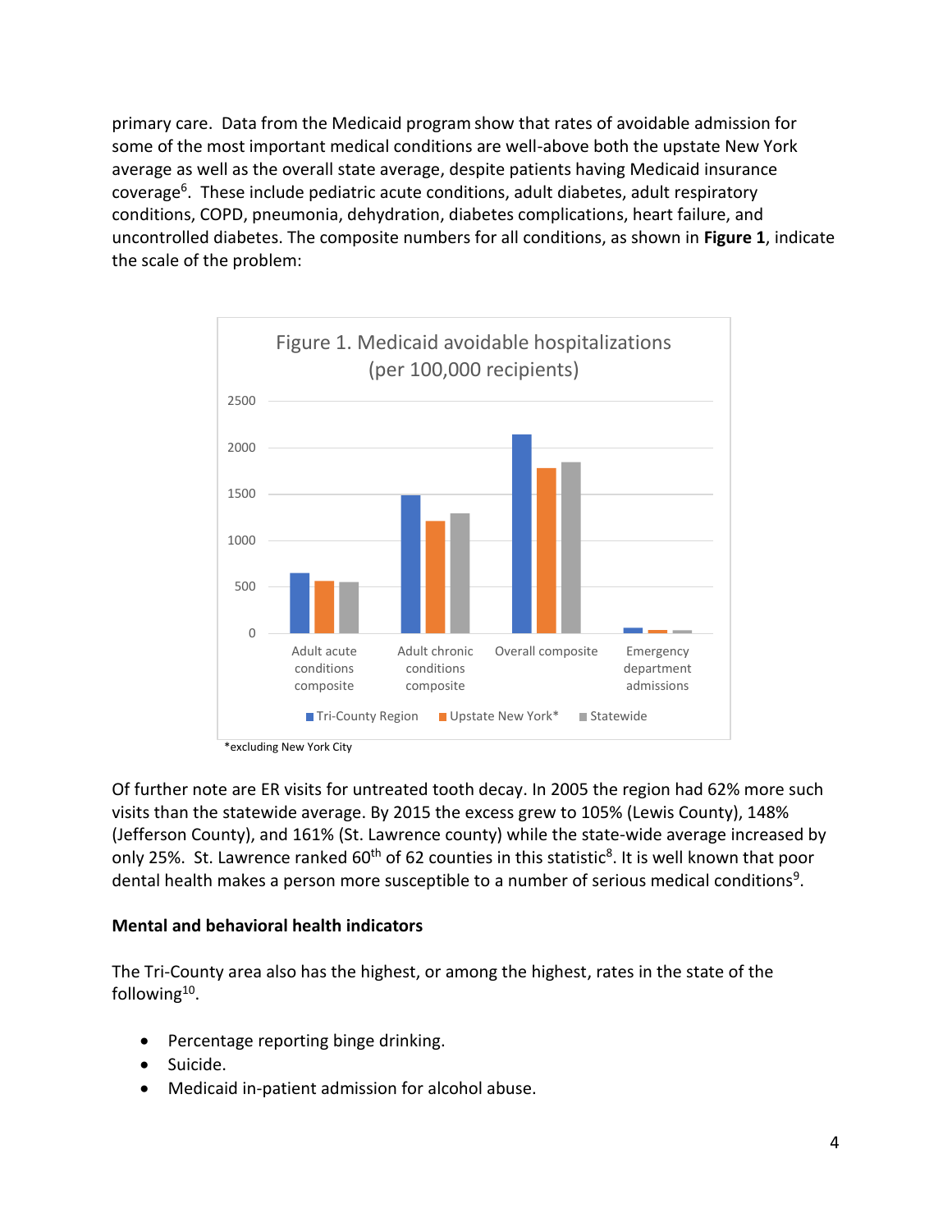primary care. Data from the Medicaid program show that rates of avoidable admission for some of the most important medical conditions are well-above both the upstate New York average as well as the overall state average, despite patients having Medicaid insurance coverage[6]. These include pediatric acute conditions, adult diabetes, adult respiratory conditions, COPD, pneumonia, dehydration, diabetes complications, heart failure, and uncontrolled diabetes. The composite numbers for all conditions, as shown in **Figure 1**, indicate the scale of the problem:

Figure 1. Medicaid avoidable hospitalizations (per 100,000 recipients)

*excluding New York City

Of further note are ER visits for untreated tooth decay. In 2005 the region had 62% more such visits than the statewide average. By 2015 the excess grew to 105% (Lewis County), 148% (Jefferson County), and 161% (St. Lawrence county) while the state-wide average increased by only 25%. St. Lawrence ranked 60th of 62 counties in this statistic[8]. It is well known that poor dental health makes a person more susceptible to a number of serious medical conditions[9].

**Mental and behavioral health indicators**

The Tri-County area also has the highest, or among the highest, rates in the state of the following[10].

- Percentage reporting binge drinking.
- Suicide.
- Medicaid in-patient admission for alcohol abuse.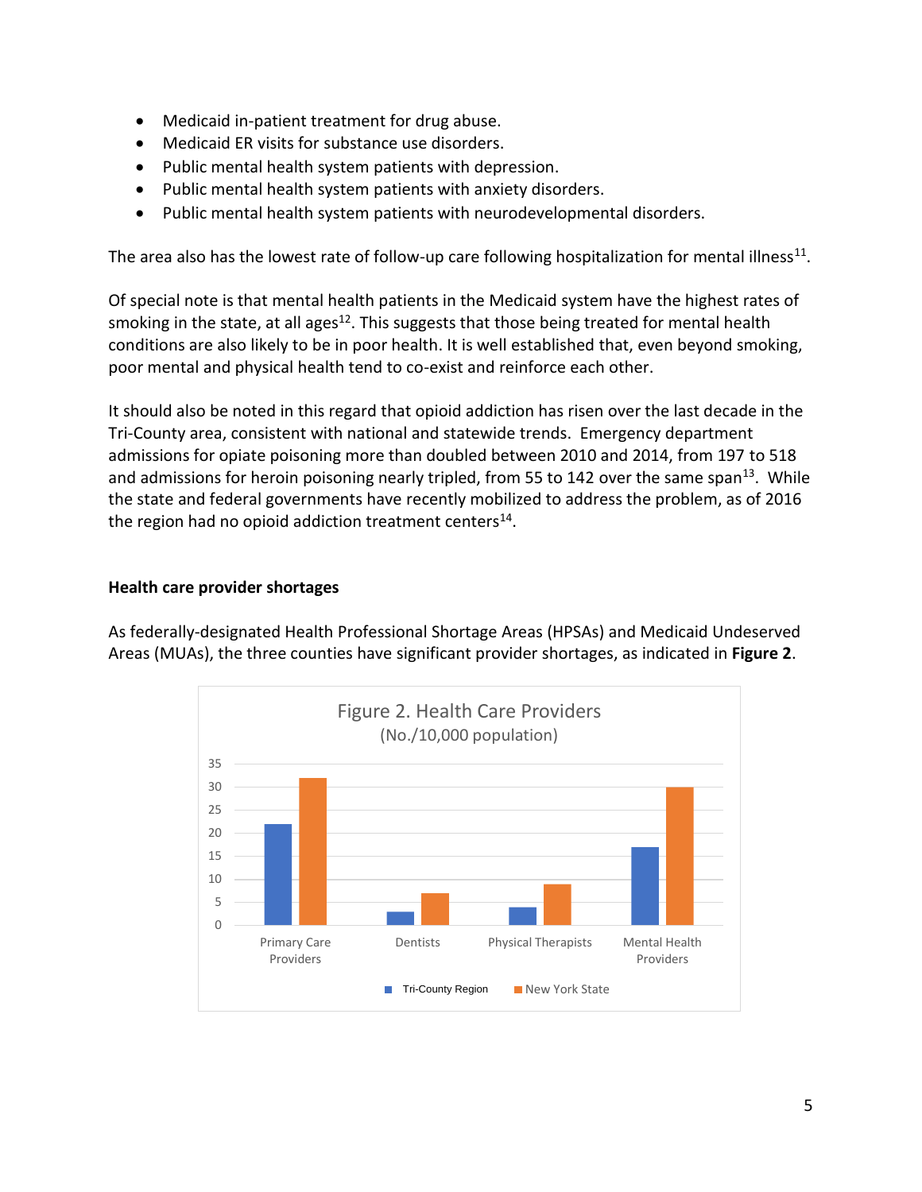- Medicaid in-patient treatment for drug abuse.
- Medicaid ER visits for substance use disorders.
- Public mental health system patients with depression.
- Public mental health system patients with anxiety disorders.
- Public mental health system patients with neurodevelopmental disorders.

The area also has the lowest rate of follow-up care following hospitalization for mental illness[11].

Of special note is that mental health patients in the Medicaid system have the highest rates of smoking in the state, at all ages[12]. This suggests that those being treated for mental health conditions are also likely to be in poor health. It is well established that, even beyond smoking, poor mental and physical health tend to co-exist and reinforce each other.

It should also be noted in this regard that opioid addiction has risen over the last decade in the Tri-County area, consistent with national and statewide trends. Emergency department admissions for opiate poisoning more than doubled between 2010 and 2014, from 197 to 518 and admissions for heroin poisoning nearly tripled, from 55 to 142 over the same span[13]. While the state and federal governments have recently mobilized to address the problem, as of 2016 the region had no opioid addiction treatment centers[14].

**Health care provider shortages**

As federally-designated Health Professional Shortage Areas (HPSAs) and Medicaid Undeserved Areas (MUAs), the three counties have significant provider shortages, as indicated in **Figure 2**.

Figure 2. Health Care Providers (No./10,000 population)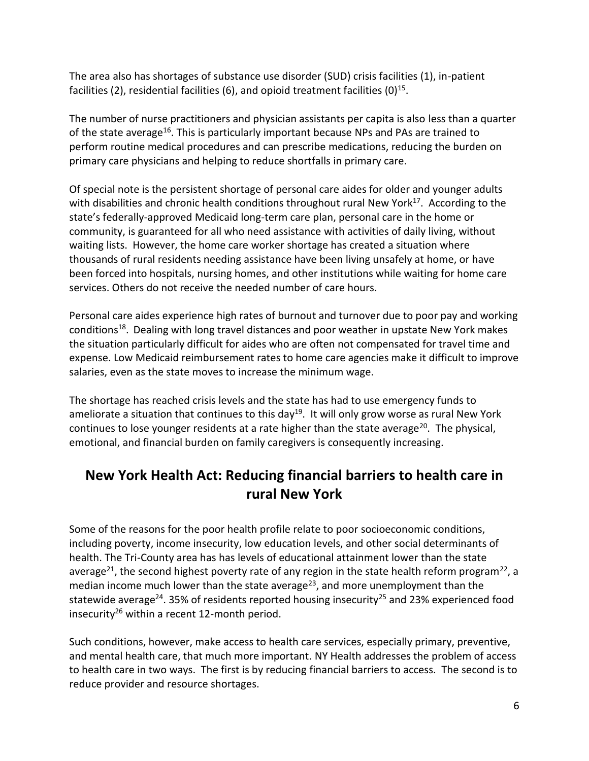The area also has shortages of substance use disorder (SUD) crisis facilities (1), in-patient facilities (2), residential facilities (6), and opioid treatment facilities (0)[15].

The number of nurse practitioners and physician assistants per capita is also less than a quarter of the state average[16]. This is particularly important because NPs and PAs are trained to perform routine medical procedures and can prescribe medications, reducing the burden on primary care physicians and helping to reduce shortfalls in primary care.

Of special note is the persistent shortage of personal care aides for older and younger adults with disabilities and chronic health conditions throughout rural New York[17]. According to the state's federally-approved Medicaid long-term care plan, personal care in the home or community, is guaranteed for all who need assistance with activities of daily living, without waiting lists. However, the home care worker shortage has created a situation where thousands of rural residents needing assistance have been living unsafely at home, or have been forced into hospitals, nursing homes, and other institutions while waiting for home care services. Others do not receive the needed number of care hours.

Personal care aides experience high rates of burnout and turnover due to poor pay and working conditions[18]. Dealing with long travel distances and poor weather in upstate New York makes the situation particularly difficult for aides who are often not compensated for travel time and expense. Low Medicaid reimbursement rates to home care agencies make it difficult to improve salaries, even as the state moves to increase the minimum wage.

The shortage has reached crisis levels and the state has had to use emergency funds to ameliorate a situation that continues to this day[19]. It will only grow worse as rural New York continues to lose younger residents at a rate higher than the state average[20]. The physical, emotional, and financial burden on family caregivers is consequently increasing.

## New York Health Act: Reducing financial barriers to health care in rural New York

Some of the reasons for the poor health profile relate to poor socioeconomic conditions, including poverty, income insecurity, low education levels, and other social determinants of health. The Tri-County area has has levels of educational attainment lower than the state average[21], the second highest poverty rate of any region in the state health reform program[22], a median income much lower than the state average[23], and more unemployment than the statewide average[24]. 35% of residents reported housing insecurity[25] and 23% experienced food insecurity[26] within a recent 12-month period.

Such conditions, however, make access to health care services, especially primary, preventive, and mental health care, that much more important. NY Health addresses the problem of access to health care in two ways. The first is by reducing financial barriers to access. The second is to reduce provider and resource shortages.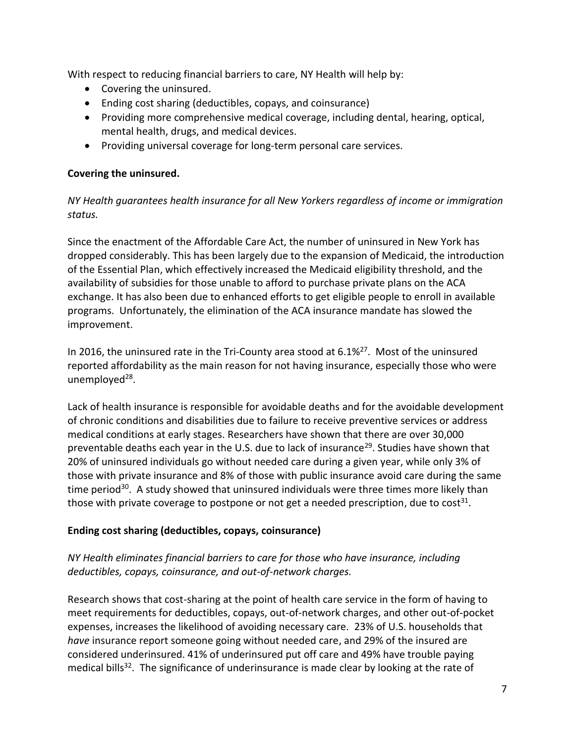With respect to reducing financial barriers to care, NY Health will help by:

- Covering the uninsured.
- Ending cost sharing (deductibles, copays, and coinsurance)
- Providing more comprehensive medical coverage, including dental, hearing, optical, mental health, drugs, and medical devices.
- Providing universal coverage for long-term personal care services.

**Covering the uninsured.**

*NY Health guarantees health insurance for all New Yorkers regardless of income or immigration status.*

Since the enactment of the Affordable Care Act, the number of uninsured in New York has dropped considerably. This has been largely due to the expansion of Medicaid, the introduction of the Essential Plan, which effectively increased the Medicaid eligibility threshold, and the availability of subsidies for those unable to afford to purchase private plans on the ACA exchange. It has also been due to enhanced efforts to get eligible people to enroll in available programs. Unfortunately, the elimination of the ACA insurance mandate has slowed the improvement.

In 2016, the uninsured rate in the Tri-County area stood at 6.1%[27]. Most of the uninsured reported affordability as the main reason for not having insurance, especially those who were unemployed[28].

Lack of health insurance is responsible for avoidable deaths and for the avoidable development of chronic conditions and disabilities due to failure to receive preventive services or address medical conditions at early stages. Researchers have shown that there are over 30,000 preventable deaths each year in the U.S. due to lack of insurance[29]. Studies have shown that 20% of uninsured individuals go without needed care during a given year, while only 3% of those with private insurance and 8% of those with public insurance avoid care during the same time period[30]. A study showed that uninsured individuals were three times more likely than those with private coverage to postpone or not get a needed prescription, due to cost[31].

**Ending cost sharing (deductibles, copays, coinsurance)**

*NY Health eliminates financial barriers to care for those who have insurance, including deductibles, copays, coinsurance, and out-of-network charges.*

Research shows that cost-sharing at the point of health care service in the form of having to meet requirements for deductibles, copays, out-of-network charges, and other out-of-pocket expenses, increases the likelihood of avoiding necessary care. 23% of U.S. households that *have* insurance report someone going without needed care, and 29% of the insured are considered underinsured. 41% of underinsured put off care and 49% have trouble paying medical bills[32]. The significance of underinsurance is made clear by looking at the rate of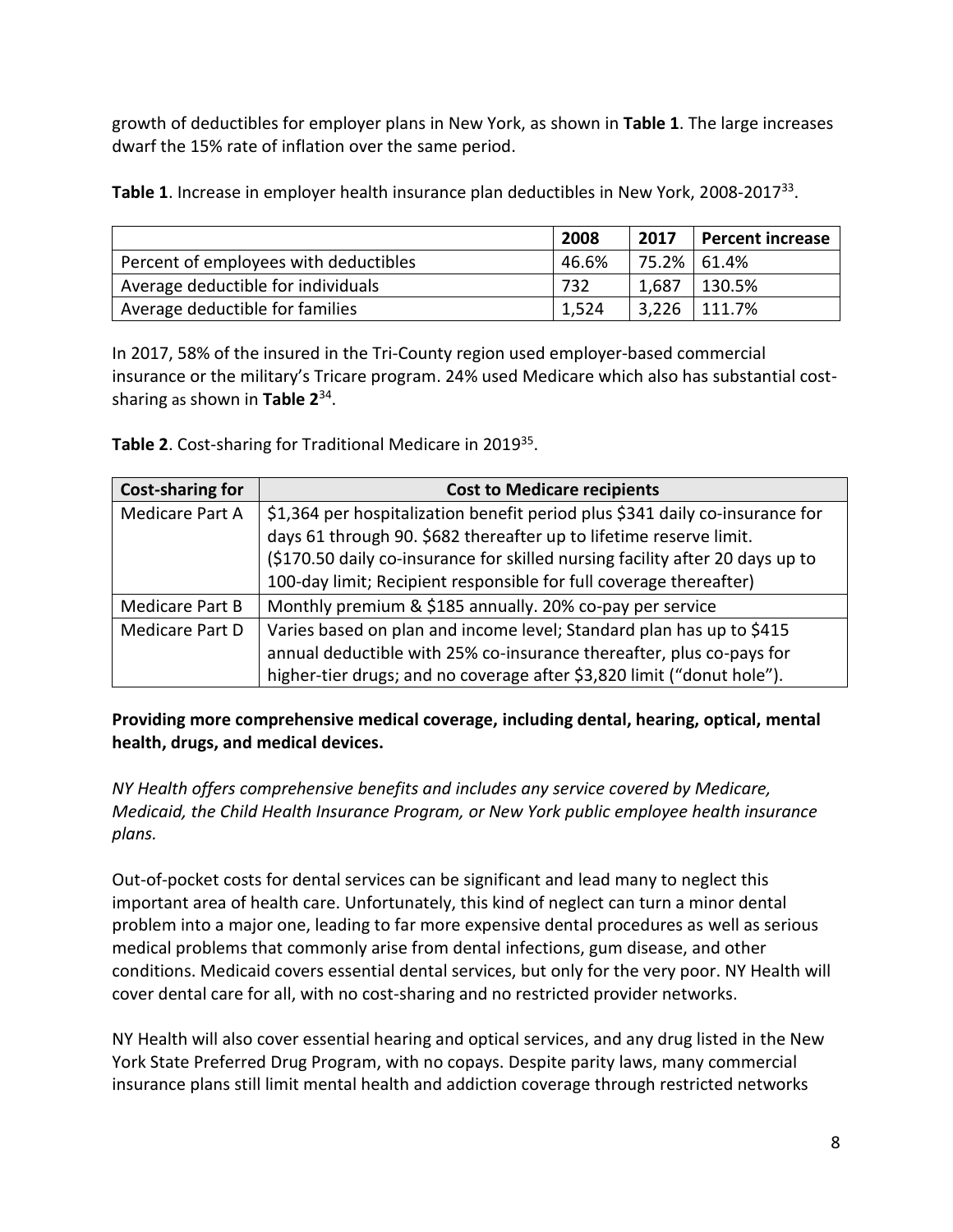growth of deductibles for employer plans in New York, as shown in **Table 1**. The large increases dwarf the 15% rate of inflation over the same period.

**Table 1**. Increase in employer health insurance plan deductibles in New York, 2008-2017[33].

| | 2008 | 2017 | Percent increase |
|---|---|---|---|
| Percent of employees with deductibles | 46.6% | 75.2% | 61.4% |
| Average deductible for individuals | 732 | 1,687 | 130.5% |
| Average deductible for families | 1,524 | 3,226 | 111.7% |

In 2017, 58% of the insured in the Tri-County region used employer-based commercial insurance or the military's Tricare program. 24% used Medicare which also has substantial cost-sharing as shown in **Table 2**[34].

**Table 2**. Cost-sharing for Traditional Medicare in 2019[35].

| Cost-sharing for | Cost to Medicare recipients |
|---|---|
| Medicare Part A | $1,364 per hospitalization benefit period plus $341 daily co-insurance for days 61 through 90. $682 thereafter up to lifetime reserve limit. ($170.50 daily co-insurance for skilled nursing facility after 20 days up to 100-day limit; Recipient responsible for full coverage thereafter) |
| Medicare Part B | Monthly premium & $185 annually. 20% co-pay per service |
| Medicare Part D | Varies based on plan and income level; Standard plan has up to $415 annual deductible with 25% co-insurance thereafter, plus co-pays for higher-tier drugs; and no coverage after $3,820 limit ("donut hole"). |

**Providing more comprehensive medical coverage, including dental, hearing, optical, mental health, drugs, and medical devices.**

*NY Health offers comprehensive benefits and includes any service covered by Medicare, Medicaid, the Child Health Insurance Program, or New York public employee health insurance plans.*

Out-of-pocket costs for dental services can be significant and lead many to neglect this important area of health care. Unfortunately, this kind of neglect can turn a minor dental problem into a major one, leading to far more expensive dental procedures as well as serious medical problems that commonly arise from dental infections, gum disease, and other conditions. Medicaid covers essential dental services, but only for the very poor. NY Health will cover dental care for all, with no cost-sharing and no restricted provider networks.

NY Health will also cover essential hearing and optical services, and any drug listed in the New York State Preferred Drug Program, with no copays. Despite parity laws, many commercial insurance plans still limit mental health and addiction coverage through restricted networks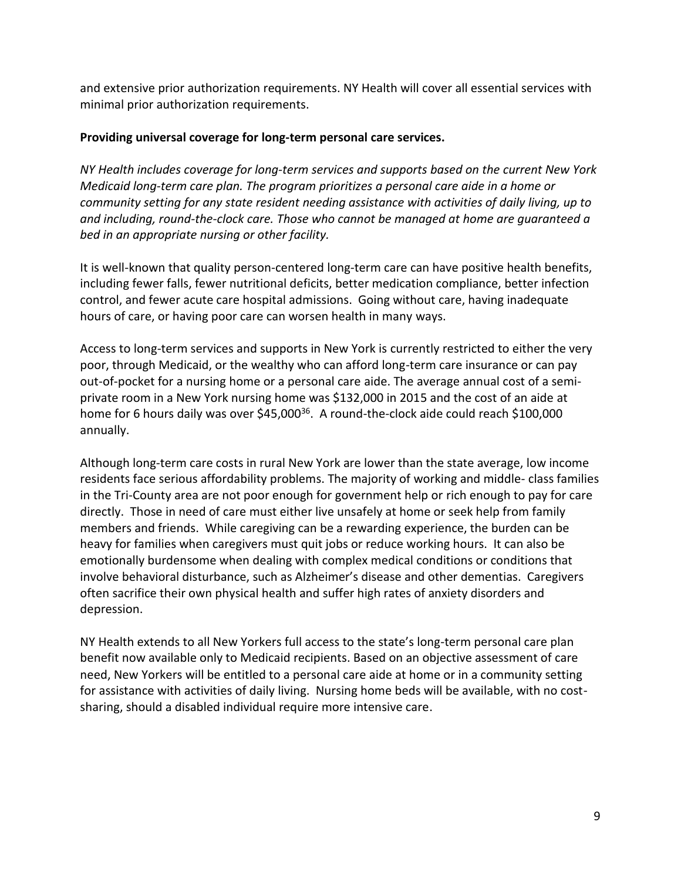and extensive prior authorization requirements. NY Health will cover all essential services with minimal prior authorization requirements.

**Providing universal coverage for long-term personal care services.**

*NY Health includes coverage for long-term services and supports based on the current New York Medicaid long-term care plan. The program prioritizes a personal care aide in a home or community setting for any state resident needing assistance with activities of daily living, up to and including, round-the-clock care. Those who cannot be managed at home are guaranteed a bed in an appropriate nursing or other facility.*

It is well-known that quality person-centered long-term care can have positive health benefits, including fewer falls, fewer nutritional deficits, better medication compliance, better infection control, and fewer acute care hospital admissions. Going without care, having inadequate hours of care, or having poor care can worsen health in many ways.

Access to long-term services and supports in New York is currently restricted to either the very poor, through Medicaid, or the wealthy who can afford long-term care insurance or can pay out-of-pocket for a nursing home or a personal care aide. The average annual cost of a semi-private room in a New York nursing home was $132,000 in 2015 and the cost of an aide at home for 6 hours daily was over $45,000[36]. A round-the-clock aide could reach $100,000 annually.

Although long-term care costs in rural New York are lower than the state average, low income residents face serious affordability problems. The majority of working and middle- class families in the Tri-County area are not poor enough for government help or rich enough to pay for care directly. Those in need of care must either live unsafely at home or seek help from family members and friends. While caregiving can be a rewarding experience, the burden can be heavy for families when caregivers must quit jobs or reduce working hours. It can also be emotionally burdensome when dealing with complex medical conditions or conditions that involve behavioral disturbance, such as Alzheimer's disease and other dementias. Caregivers often sacrifice their own physical health and suffer high rates of anxiety disorders and depression.

NY Health extends to all New Yorkers full access to the state's long-term personal care plan benefit now available only to Medicaid recipients. Based on an objective assessment of care need, New Yorkers will be entitled to a personal care aide at home or in a community setting for assistance with activities of daily living. Nursing home beds will be available, with no cost-sharing, should a disabled individual require more intensive care.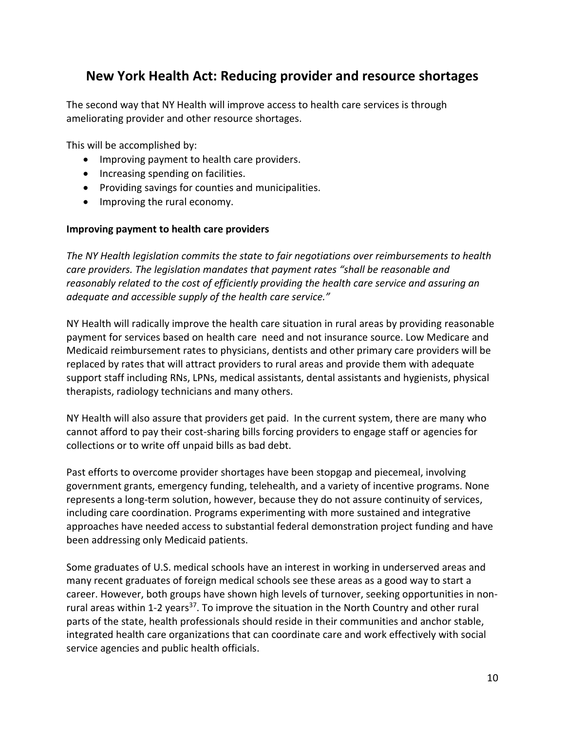## New York Health Act: Reducing provider and resource shortages

The second way that NY Health will improve access to health care services is through ameliorating provider and other resource shortages.

This will be accomplished by:

- Improving payment to health care providers.
- Increasing spending on facilities.
- Providing savings for counties and municipalities.
- Improving the rural economy.

**Improving payment to health care providers**

*The NY Health legislation commits the state to fair negotiations over reimbursements to health care providers. The legislation mandates that payment rates "shall be reasonable and reasonably related to the cost of efficiently providing the health care service and assuring an adequate and accessible supply of the health care service."*

NY Health will radically improve the health care situation in rural areas by providing reasonable payment for services based on health care need and not insurance source. Low Medicare and Medicaid reimbursement rates to physicians, dentists and other primary care providers will be replaced by rates that will attract providers to rural areas and provide them with adequate support staff including RNs, LPNs, medical assistants, dental assistants and hygienists, physical therapists, radiology technicians and many others.

NY Health will also assure that providers get paid. In the current system, there are many who cannot afford to pay their cost-sharing bills forcing providers to engage staff or agencies for collections or to write off unpaid bills as bad debt.

Past efforts to overcome provider shortages have been stopgap and piecemeal, involving government grants, emergency funding, telehealth, and a variety of incentive programs. None represents a long-term solution, however, because they do not assure continuity of services, including care coordination. Programs experimenting with more sustained and integrative approaches have needed access to substantial federal demonstration project funding and have been addressing only Medicaid patients.

Some graduates of U.S. medical schools have an interest in working in underserved areas and many recent graduates of foreign medical schools see these areas as a good way to start a career. However, both groups have shown high levels of turnover, seeking opportunities in non-rural areas within 1-2 years[37]. To improve the situation in the North Country and other rural parts of the state, health professionals should reside in their communities and anchor stable, integrated health care organizations that can coordinate care and work effectively with social service agencies and public health officials.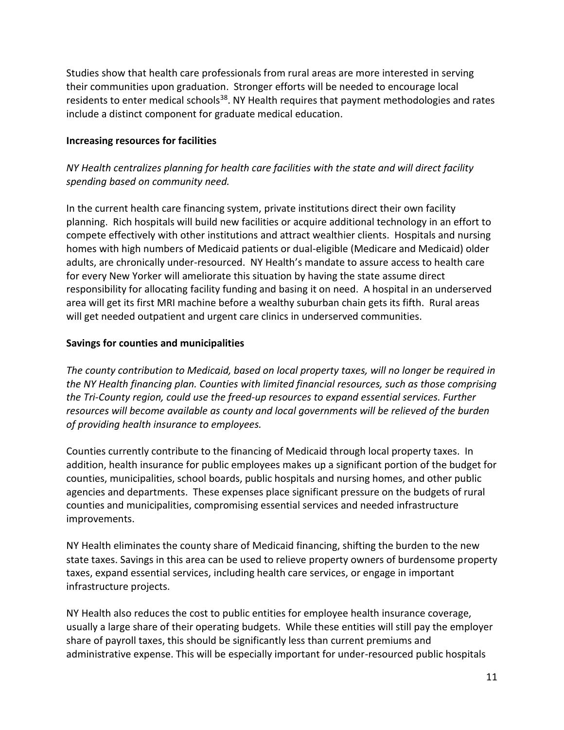Studies show that health care professionals from rural areas are more interested in serving their communities upon graduation. Stronger efforts will be needed to encourage local residents to enter medical schools[38]. NY Health requires that payment methodologies and rates include a distinct component for graduate medical education.

**Increasing resources for facilities**

*NY Health centralizes planning for health care facilities with the state and will direct facility spending based on community need.*

In the current health care financing system, private institutions direct their own facility planning. Rich hospitals will build new facilities or acquire additional technology in an effort to compete effectively with other institutions and attract wealthier clients. Hospitals and nursing homes with high numbers of Medicaid patients or dual-eligible (Medicare and Medicaid) older adults, are chronically under-resourced. NY Health's mandate to assure access to health care for every New Yorker will ameliorate this situation by having the state assume direct responsibility for allocating facility funding and basing it on need. A hospital in an underserved area will get its first MRI machine before a wealthy suburban chain gets its fifth. Rural areas will get needed outpatient and urgent care clinics in underserved communities.

**Savings for counties and municipalities**

*The county contribution to Medicaid, based on local property taxes, will no longer be required in the NY Health financing plan. Counties with limited financial resources, such as those comprising the Tri-County region, could use the freed-up resources to expand essential services. Further resources will become available as county and local governments will be relieved of the burden of providing health insurance to employees.*

Counties currently contribute to the financing of Medicaid through local property taxes. In addition, health insurance for public employees makes up a significant portion of the budget for counties, municipalities, school boards, public hospitals and nursing homes, and other public agencies and departments. These expenses place significant pressure on the budgets of rural counties and municipalities, compromising essential services and needed infrastructure improvements.

NY Health eliminates the county share of Medicaid financing, shifting the burden to the new state taxes. Savings in this area can be used to relieve property owners of burdensome property taxes, expand essential services, including health care services, or engage in important infrastructure projects.

NY Health also reduces the cost to public entities for employee health insurance coverage, usually a large share of their operating budgets. While these entities will still pay the employer share of payroll taxes, this should be significantly less than current premiums and administrative expense. This will be especially important for under-resourced public hospitals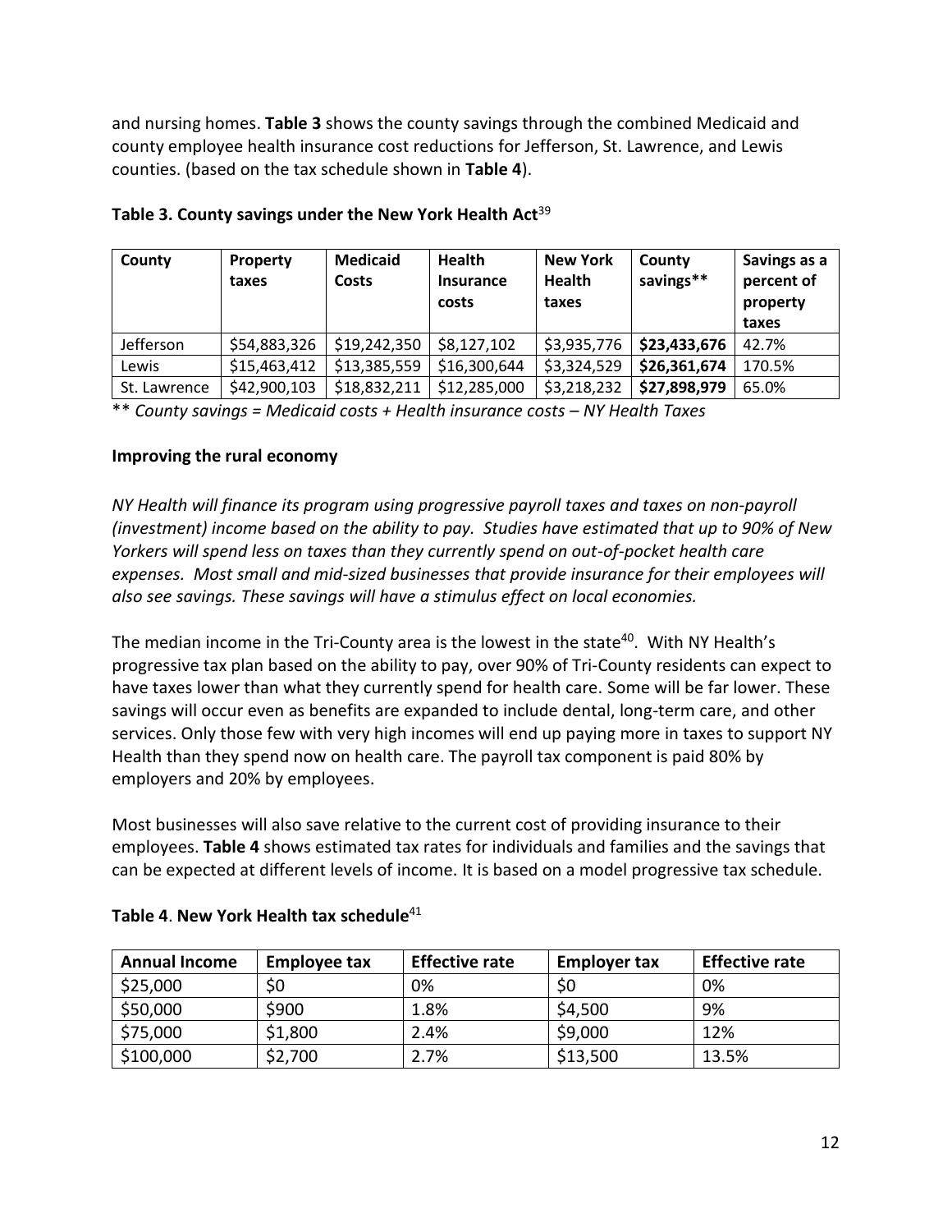and nursing homes. **Table 3** shows the county savings through the combined Medicaid and county employee health insurance cost reductions for Jefferson, St. Lawrence, and Lewis counties. (based on the tax schedule shown in **Table 4**).

**Table 3. County savings under the New York Health Act**[39]

| County | Property taxes | Medicaid Costs | Health Insurance costs | New York Health taxes | County savings** | Savings as a percent of property taxes |
|---|---|---|---|---|---|---|
| Jefferson | $54,883,326 | $19,242,350 | $8,127,102 | $3,935,776 | **$23,433,676** | 42.7% |
| Lewis | $15,463,412 | $13,385,559 | $16,300,644 | $3,324,529 | **$26,361,674** | 170.5% |
| St. Lawrence | $42,900,103 | $18,832,211 | $12,285,000 | $3,218,232 | **$27,898,979** | 65.0% |

** *County savings = Medicaid costs + Health insurance costs – NY Health Taxes*

**Improving the rural economy**

*NY Health will finance its program using progressive payroll taxes and taxes on non-payroll (investment) income based on the ability to pay. Studies have estimated that up to 90% of New Yorkers will spend less on taxes than they currently spend on out-of-pocket health care expenses. Most small and mid-sized businesses that provide insurance for their employees will also see savings. These savings will have a stimulus effect on local economies.*

The median income in the Tri-County area is the lowest in the state[40]. With NY Health's progressive tax plan based on the ability to pay, over 90% of Tri-County residents can expect to have taxes lower than what they currently spend for health care. Some will be far lower. These savings will occur even as benefits are expanded to include dental, long-term care, and other services. Only those few with very high incomes will end up paying more in taxes to support NY Health than they spend now on health care. The payroll tax component is paid 80% by employers and 20% by employees.

Most businesses will also save relative to the current cost of providing insurance to their employees. **Table 4** shows estimated tax rates for individuals and families and the savings that can be expected at different levels of income. It is based on a model progressive tax schedule.

**Table 4**. **New York Health tax schedule**[41]

| Annual Income | Employee tax | Effective rate | Employer tax | Effective rate |
|---|---|---|---|---|
| $25,000 | $0 | 0% | $0 | 0% |
| $50,000 | $900 | 1.8% | $4,500 | 9% |
| $75,000 | $1,800 | 2.4% | $9,000 | 12% |
| $100,000 | $2,700 | 2.7% | $13,500 | 13.5% |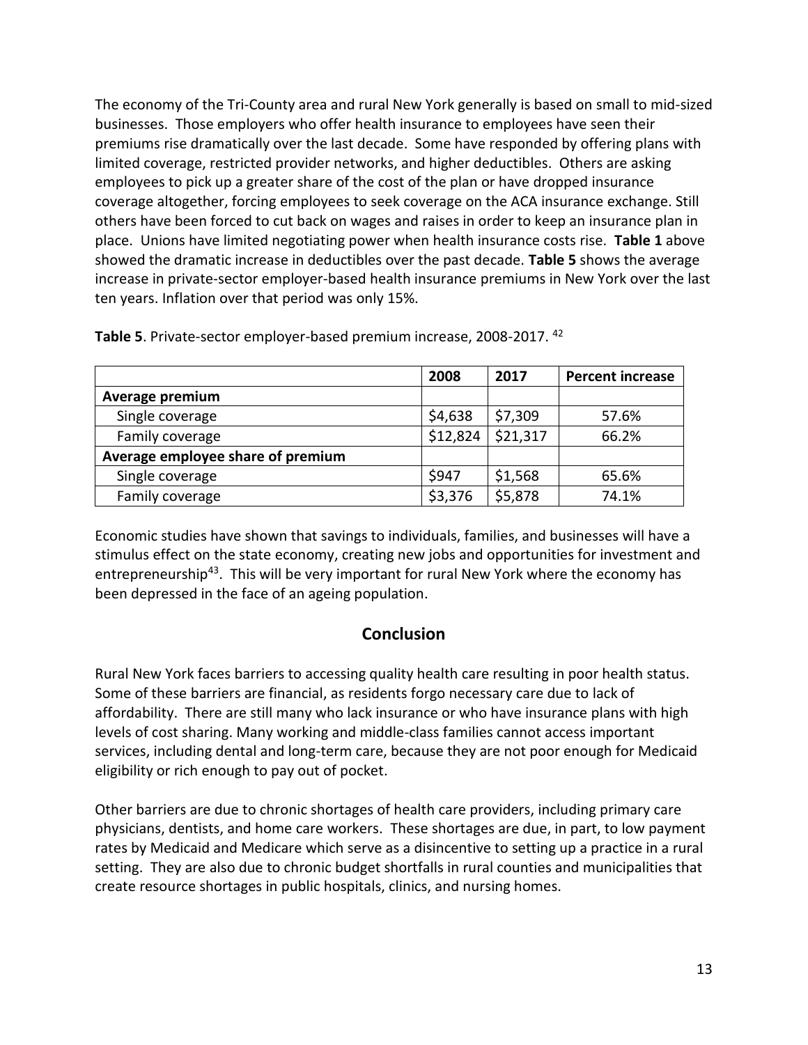The economy of the Tri-County area and rural New York generally is based on small to mid-sized businesses. Those employers who offer health insurance to employees have seen their premiums rise dramatically over the last decade. Some have responded by offering plans with limited coverage, restricted provider networks, and higher deductibles. Others are asking employees to pick up a greater share of the cost of the plan or have dropped insurance coverage altogether, forcing employees to seek coverage on the ACA insurance exchange. Still others have been forced to cut back on wages and raises in order to keep an insurance plan in place. Unions have limited negotiating power when health insurance costs rise. **Table 1** above showed the dramatic increase in deductibles over the past decade. **Table 5** shows the average increase in private-sector employer-based health insurance premiums in New York over the last ten years. Inflation over that period was only 15%.

**Table 5**. Private-sector employer-based premium increase, 2008-2017. [42]

| | 2008 | 2017 | Percent increase |
|---|---|---|---|
| **Average premium** | | | |
| Single coverage | $4,638 | $7,309 | 57.6% |
| Family coverage | $12,824 | $21,317 | 66.2% |
| **Average employee share of premium** | | | |
| Single coverage | $947 | $1,568 | 65.6% |
| Family coverage | $3,376 | $5,878 | 74.1% |

Economic studies have shown that savings to individuals, families, and businesses will have a stimulus effect on the state economy, creating new jobs and opportunities for investment and entrepreneurship[43]. This will be very important for rural New York where the economy has been depressed in the face of an ageing population.

## Conclusion

Rural New York faces barriers to accessing quality health care resulting in poor health status. Some of these barriers are financial, as residents forgo necessary care due to lack of affordability. There are still many who lack insurance or who have insurance plans with high levels of cost sharing. Many working and middle-class families cannot access important services, including dental and long-term care, because they are not poor enough for Medicaid eligibility or rich enough to pay out of pocket.

Other barriers are due to chronic shortages of health care providers, including primary care physicians, dentists, and home care workers. These shortages are due, in part, to low payment rates by Medicaid and Medicare which serve as a disincentive to setting up a practice in a rural setting. They are also due to chronic budget shortfalls in rural counties and municipalities that create resource shortages in public hospitals, clinics, and nursing homes.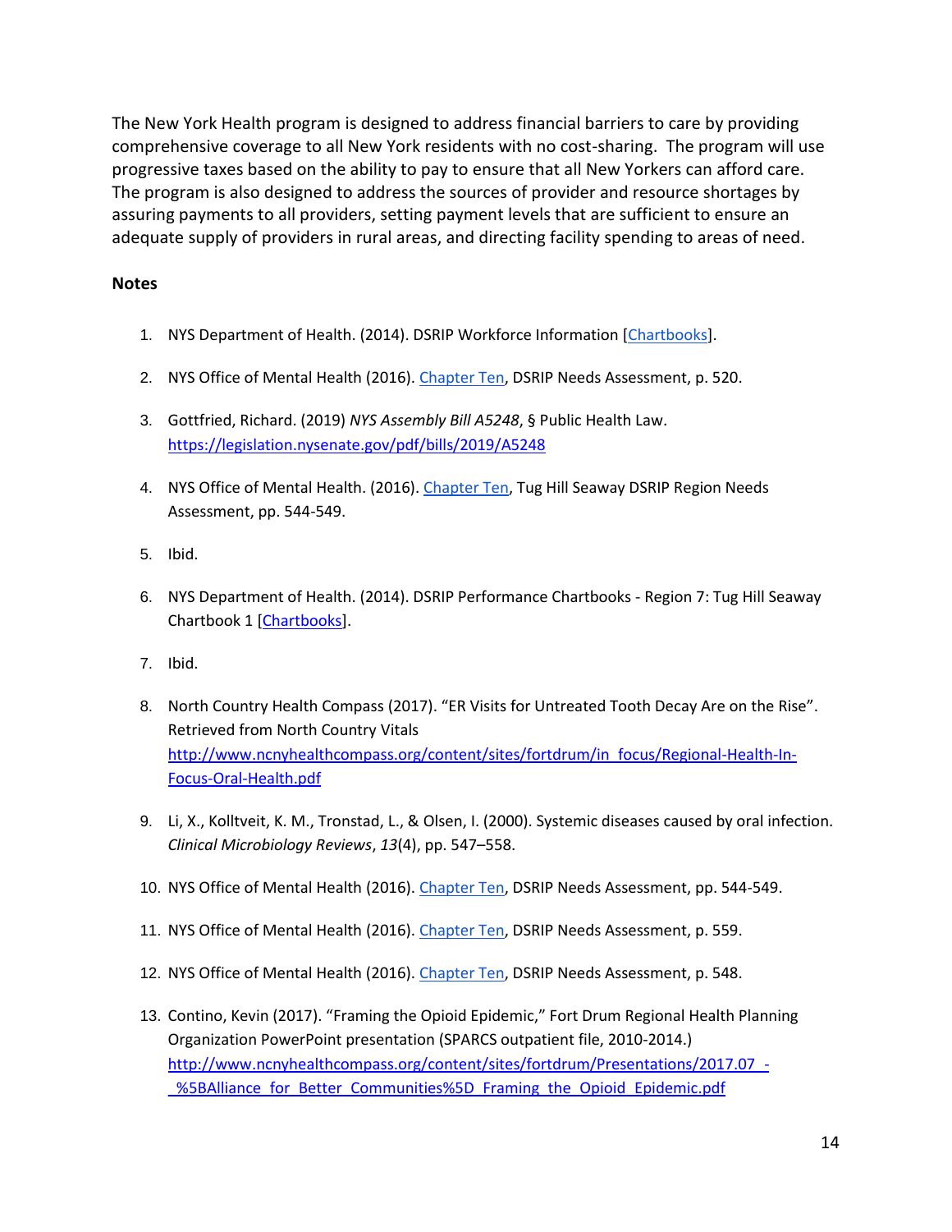The New York Health program is designed to address financial barriers to care by providing comprehensive coverage to all New York residents with no cost-sharing. The program will use progressive taxes based on the ability to pay to ensure that all New Yorkers can afford care. The program is also designed to address the sources of provider and resource shortages by assuring payments to all providers, setting payment levels that are sufficient to ensure an adequate supply of providers in rural areas, and directing facility spending to areas of need.

**Notes**

1. NYS Department of Health. (2014). DSRIP Workforce Information [Chartbooks].

2. NYS Office of Mental Health (2016). Chapter Ten, DSRIP Needs Assessment, p. 520.

3. Gottfried, Richard. (2019) *NYS Assembly Bill A5248*, § Public Health Law. https://legislation.nysenate.gov/pdf/bills/2019/A5248

4. NYS Office of Mental Health. (2016). Chapter Ten, Tug Hill Seaway DSRIP Region Needs Assessment, pp. 544-549.

5. Ibid.

6. NYS Department of Health. (2014). DSRIP Performance Chartbooks - Region 7: Tug Hill Seaway Chartbook 1 [Chartbooks].

7. Ibid.

8. North Country Health Compass (2017). "ER Visits for Untreated Tooth Decay Are on the Rise". Retrieved from North Country Vitals http://www.ncnyhealthcompass.org/content/sites/fortdrum/in_focus/Regional-Health-In-Focus-Oral-Health.pdf

9. Li, X., Kolltveit, K. M., Tronstad, L., & Olsen, I. (2000). Systemic diseases caused by oral infection. *Clinical Microbiology Reviews*, *13*(4), pp. 547–558.

10. NYS Office of Mental Health (2016). Chapter Ten, DSRIP Needs Assessment, pp. 544-549.

11. NYS Office of Mental Health (2016). Chapter Ten, DSRIP Needs Assessment, p. 559.

12. NYS Office of Mental Health (2016). Chapter Ten, DSRIP Needs Assessment, p. 548.

13. Contino, Kevin (2017). "Framing the Opioid Epidemic," Fort Drum Regional Health Planning Organization PowerPoint presentation (SPARCS outpatient file, 2010-2014.) http://www.ncnyhealthcompass.org/content/sites/fortdrum/Presentations/2017.07_-_%5BAlliance_for_Better_Communities%5D_Framing_the_Opioid_Epidemic.pdf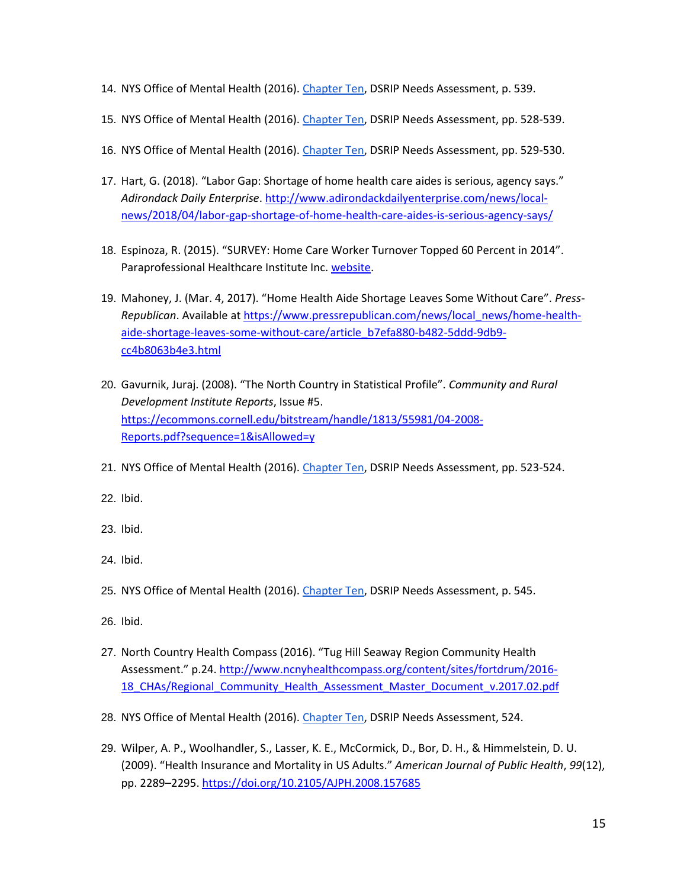14. NYS Office of Mental Health (2016). [Chapter Ten](), DSRIP Needs Assessment, p. 539.

15. NYS Office of Mental Health (2016). [Chapter Ten](), DSRIP Needs Assessment, pp. 528-539.

16. NYS Office of Mental Health (2016). [Chapter Ten](), DSRIP Needs Assessment, pp. 529-530.

17. Hart, G. (2018). "Labor Gap: Shortage of home health care aides is serious, agency says." *Adirondack Daily Enterprise*. http://www.adirondackdailyenterprise.com/news/local-news/2018/04/labor-gap-shortage-of-home-health-care-aides-is-serious-agency-says/

18. Espinoza, R. (2015). "SURVEY: Home Care Worker Turnover Topped 60 Percent in 2014". Paraprofessional Healthcare Institute Inc. [website]().

19. Mahoney, J. (Mar. 4, 2017). "Home Health Aide Shortage Leaves Some Without Care". *Press-Republican*. Available at https://www.pressrepublican.com/news/local_news/home-health-aide-shortage-leaves-some-without-care/article_b7efa880-b482-5ddd-9db9-cc4b8063b4e3.html

20. Gavurnik, Juraj. (2008). "The North Country in Statistical Profile". *Community and Rural Development Institute Reports*, Issue #5. https://ecommons.cornell.edu/bitstream/handle/1813/55981/04-2008-Reports.pdf?sequence=1&isAllowed=y

21. NYS Office of Mental Health (2016). [Chapter Ten](), DSRIP Needs Assessment, pp. 523-524.

22. Ibid.

23. Ibid.

24. Ibid.

25. NYS Office of Mental Health (2016). [Chapter Ten](), DSRIP Needs Assessment, p. 545.

26. Ibid.

27. North Country Health Compass (2016). "Tug Hill Seaway Region Community Health Assessment." p.24. http://www.ncnyhealthcompass.org/content/sites/fortdrum/2016-18_CHAs/Regional_Community_Health_Assessment_Master_Document_v.2017.02.pdf

28. NYS Office of Mental Health (2016). [Chapter Ten](), DSRIP Needs Assessment, 524.

29. Wilper, A. P., Woolhandler, S., Lasser, K. E., McCormick, D., Bor, D. H., & Himmelstein, D. U. (2009). "Health Insurance and Mortality in US Adults." *American Journal of Public Health*, *99*(12), pp. 2289–2295. https://doi.org/10.2105/AJPH.2008.157685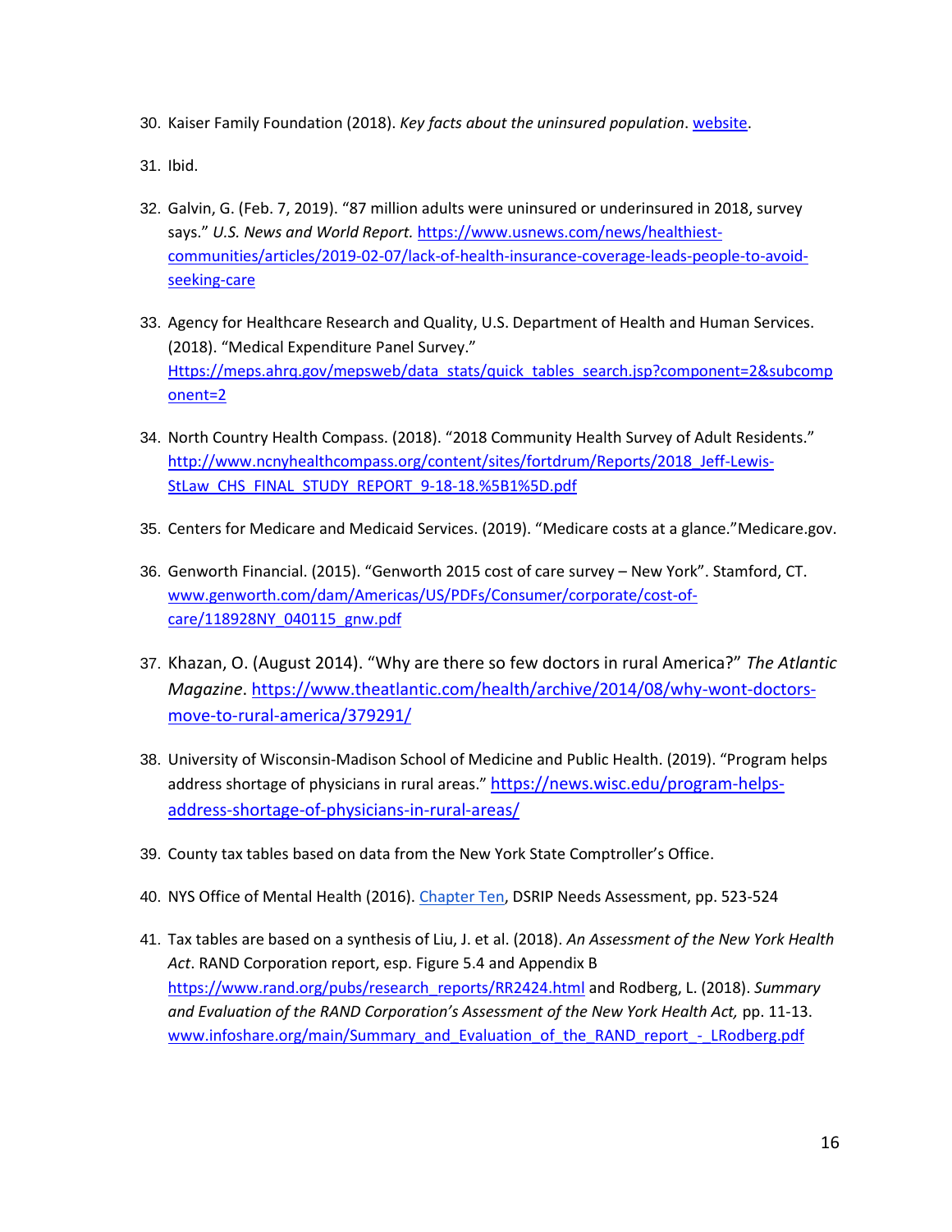30. Kaiser Family Foundation (2018). *Key facts about the uninsured population*. website.

31. Ibid.

32. Galvin, G. (Feb. 7, 2019). "87 million adults were uninsured or underinsured in 2018, survey says." *U.S. News and World Report.* https://www.usnews.com/news/healthiest-communities/articles/2019-02-07/lack-of-health-insurance-coverage-leads-people-to-avoid-seeking-care

33. Agency for Healthcare Research and Quality, U.S. Department of Health and Human Services. (2018). "Medical Expenditure Panel Survey." Https://meps.ahrq.gov/mepsweb/data_stats/quick_tables_search.jsp?component=2&subcomponent=2

34. North Country Health Compass. (2018). "2018 Community Health Survey of Adult Residents." http://www.ncnyhealthcompass.org/content/sites/fortdrum/Reports/2018_Jeff-Lewis-StLaw_CHS_FINAL_STUDY_REPORT_9-18-18.%5B1%5D.pdf

35. Centers for Medicare and Medicaid Services. (2019). "Medicare costs at a glance."Medicare.gov.

36. Genworth Financial. (2015). "Genworth 2015 cost of care survey – New York". Stamford, CT. www.genworth.com/dam/Americas/US/PDFs/Consumer/corporate/cost-of-care/118928NY_040115_gnw.pdf

37. Khazan, O. (August 2014). "Why are there so few doctors in rural America?" *The Atlantic Magazine*. https://www.theatlantic.com/health/archive/2014/08/why-wont-doctors-move-to-rural-america/379291/

38. University of Wisconsin-Madison School of Medicine and Public Health. (2019). "Program helps address shortage of physicians in rural areas." https://news.wisc.edu/program-helps-address-shortage-of-physicians-in-rural-areas/

39. County tax tables based on data from the New York State Comptroller's Office.

40. NYS Office of Mental Health (2016). Chapter Ten, DSRIP Needs Assessment, pp. 523-524

41. Tax tables are based on a synthesis of Liu, J. et al. (2018). *An Assessment of the New York Health Act*. RAND Corporation report, esp. Figure 5.4 and Appendix B https://www.rand.org/pubs/research_reports/RR2424.html and Rodberg, L. (2018). *Summary and Evaluation of the RAND Corporation's Assessment of the New York Health Act,* pp. 11-13. www.infoshare.org/main/Summary_and_Evaluation_of_the_RAND_report_-_LRodberg.pdf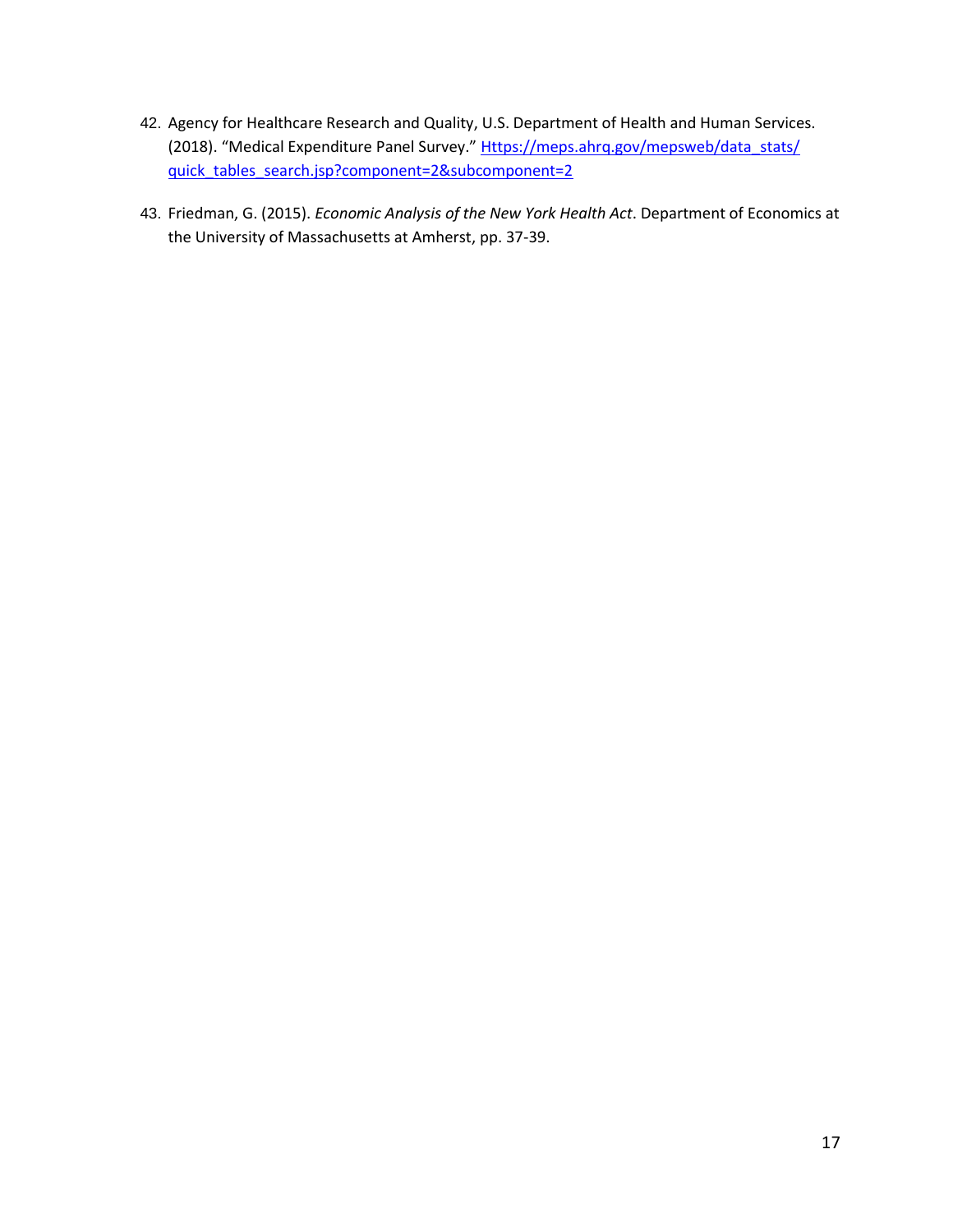42. Agency for Healthcare Research and Quality, U.S. Department of Health and Human Services. (2018). "Medical Expenditure Panel Survey." [Https://meps.ahrq.gov/mepsweb/data_stats/quick_tables_search.jsp?component=2&subcomponent=2](Https://meps.ahrq.gov/mepsweb/data_stats/quick_tables_search.jsp?component=2&subcomponent=2)

43. Friedman, G. (2015). *Economic Analysis of the New York Health Act*. Department of Economics at the University of Massachusetts at Amherst, pp. 37-39.